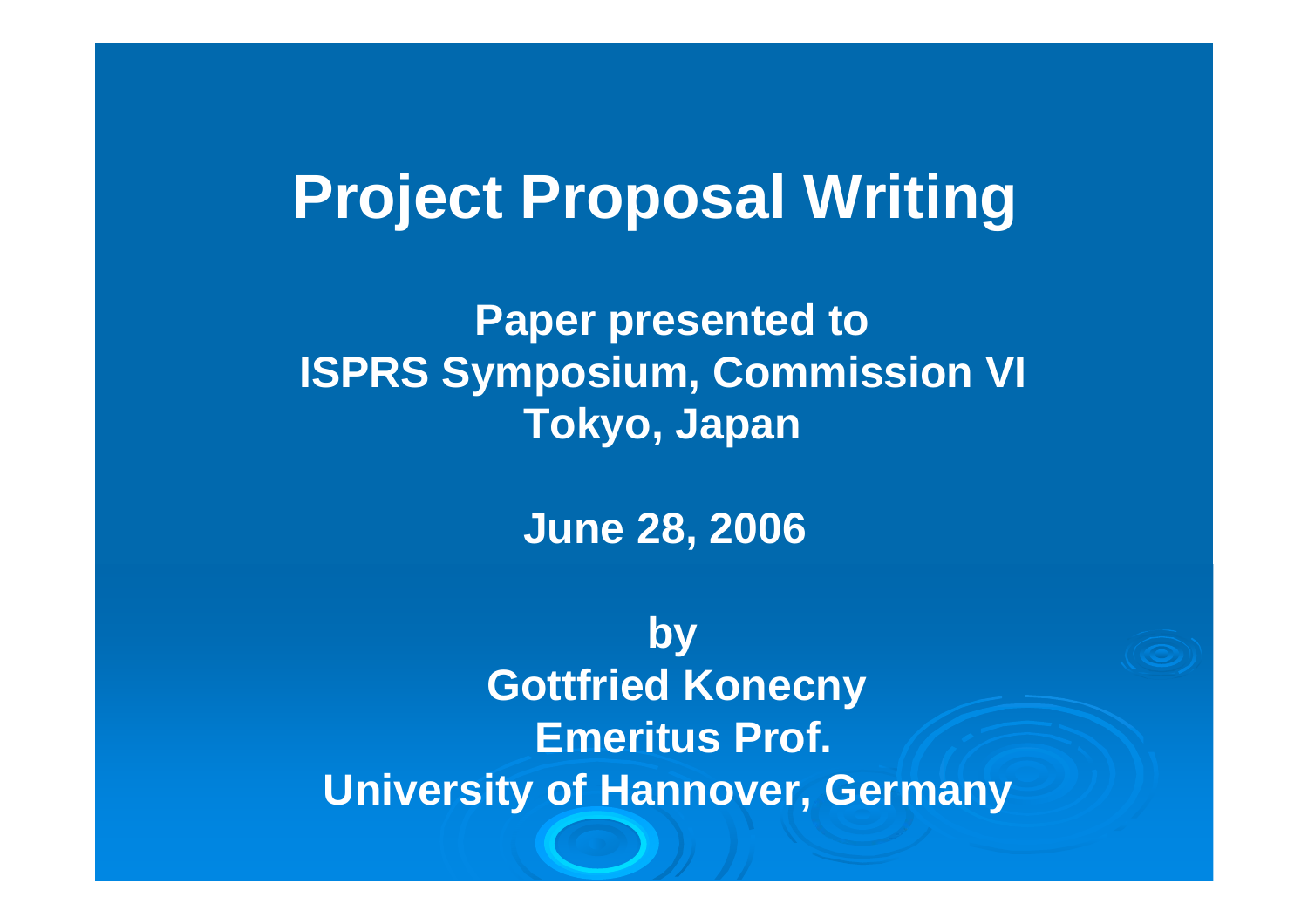# Project Proposal Writing

**Paper presented to**
**ISPRS Symposium, Commission VI**
**Tokyo, Japan**

**June 28, 2006**

**by**
**Gottfried Konecny**
**Emeritus Prof.**
**University of Hannover, Germany**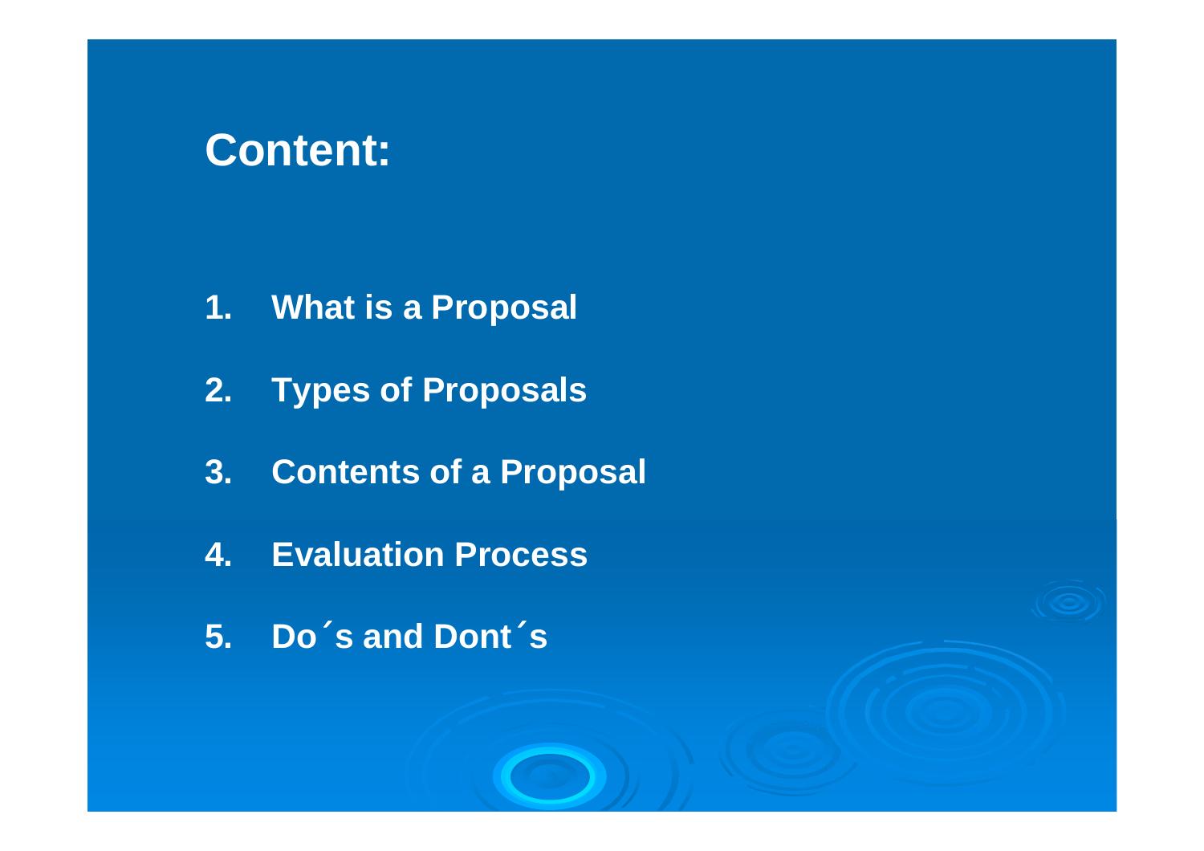# Content:

1. What is a Proposal
2. Types of Proposals
3. Contents of a Proposal
4. Evaluation Process
5. Do´s and Dont´s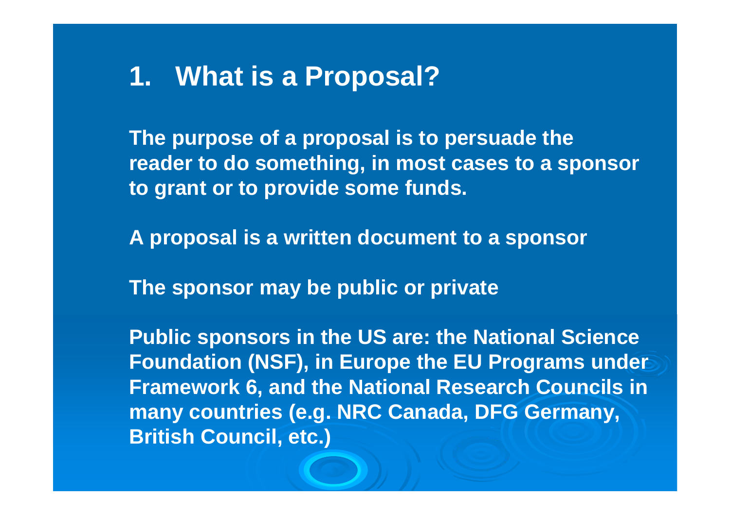# 1. What is a Proposal?

**The purpose of a proposal is to persuade the reader to do something, in most cases to a sponsor to grant or to provide some funds.**

**A proposal is a written document to a sponsor**

**The sponsor may be public or private**

**Public sponsors in the US are: the National Science Foundation (NSF), in Europe the EU Programs under Framework 6, and the National Research Councils in many countries (e.g. NRC Canada, DFG Germany, British Council, etc.)**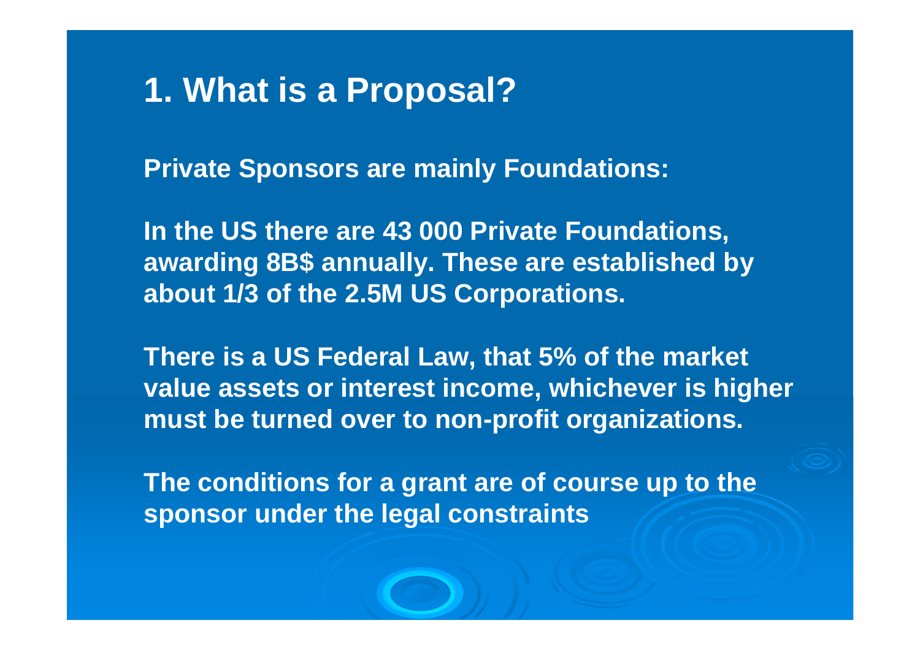# 1. What is a Proposal?

**Private Sponsors are mainly Foundations:**

**In the US there are 43 000 Private Foundations, awarding 8B$ annually. These are established by about 1/3 of the 2.5M US Corporations.**

**There is a US Federal Law, that 5% of the market value assets or interest income, whichever is higher must be turned over to non-profit organizations.**

**The conditions for a grant are of course up to the sponsor under the legal constraints**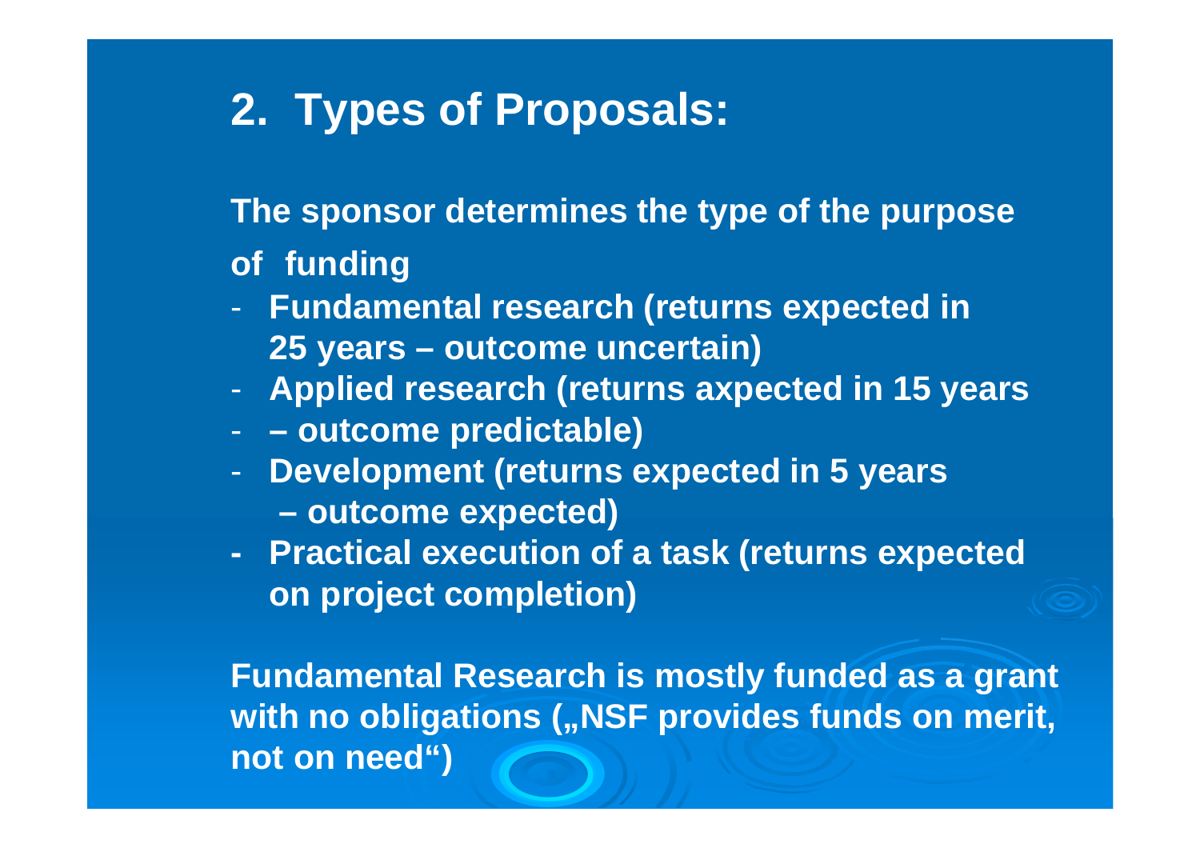## 2. Types of Proposals:

**The sponsor determines the type of the purpose of funding**

- **Fundamental research (returns expected in 25 years – outcome uncertain)**
- **Applied research (returns axpected in 15 years**
- **– outcome predictable)**
- **Development (returns expected in 5 years – outcome expected)**
- **Practical execution of a task (returns expected on project completion)**

**Fundamental Research is mostly funded as a grant with no obligations („NSF provides funds on merit, not on need")**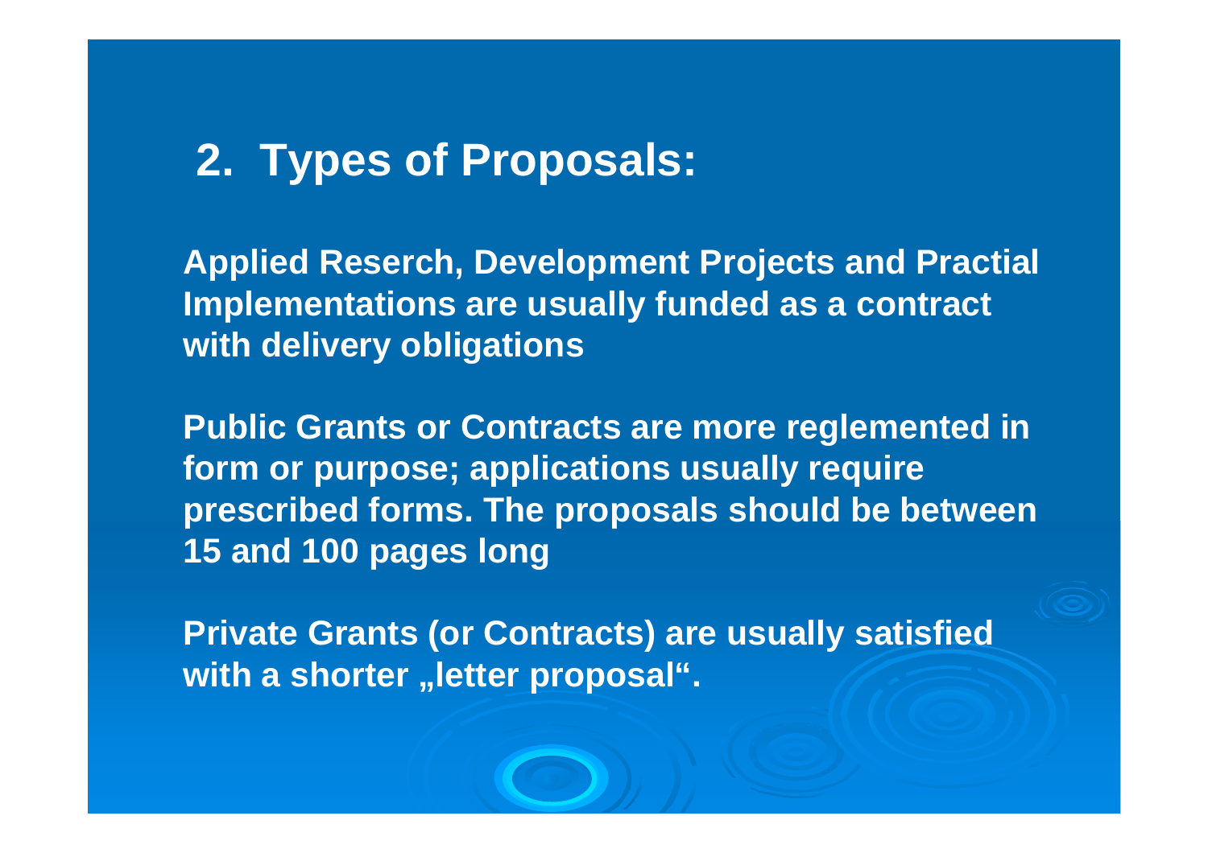## 2. Types of Proposals:

Applied Reserch, Development Projects and Practial Implementations are usually funded as a contract with delivery obligations

Public Grants or Contracts are more reglemented in form or purpose; applications usually require prescribed forms. The proposals should be between 15 and 100 pages long

Private Grants (or Contracts) are usually satisfied with a shorter „letter proposal“.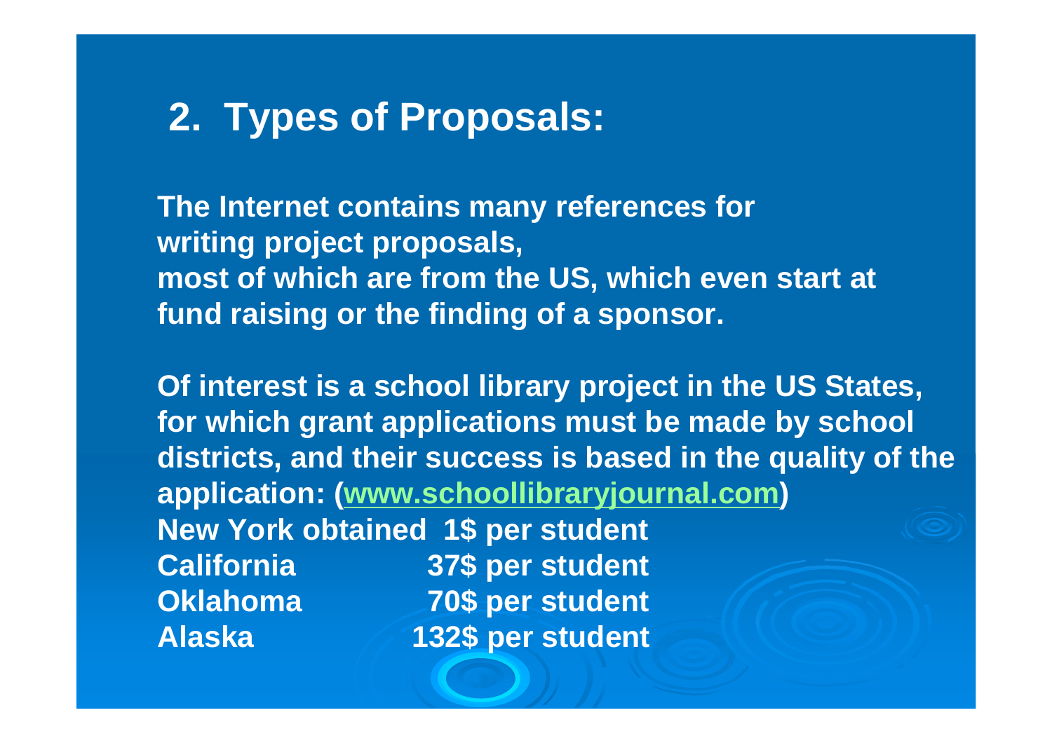## 2. Types of Proposals:

The Internet contains many references for writing project proposals, most of which are from the US, which even start at fund raising or the finding of a sponsor.

Of interest is a school library project in the US States, for which grant applications must be made by school districts, and their success is based in the quality of the application: (www.schoollibraryjournal.com)

| | |
|---|---|
| New York obtained | 1$ per student |
| California | 37$ per student |
| Oklahoma | 70$ per student |
| Alaska | 132$ per student |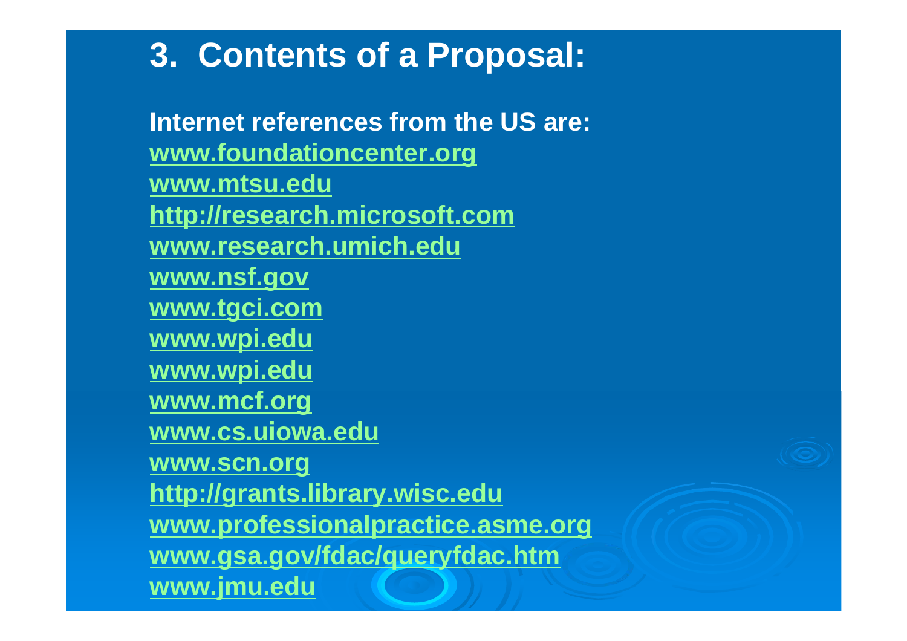# 3. Contents of a Proposal:

**Internet references from the US are:**

**www.foundationcenter.org**
**www.mtsu.edu**
**http://research.microsoft.com**
**www.research.umich.edu**
**www.nsf.gov**
**www.tgci.com**
**www.wpi.edu**
**www.wpi.edu**
**www.mcf.org**
**www.cs.uiowa.edu**
**www.scn.org**
**http://grants.library.wisc.edu**
**www.professionalpractice.asme.org**
**www.gsa.gov/fdac/queryfdac.htm**
**www.jmu.edu**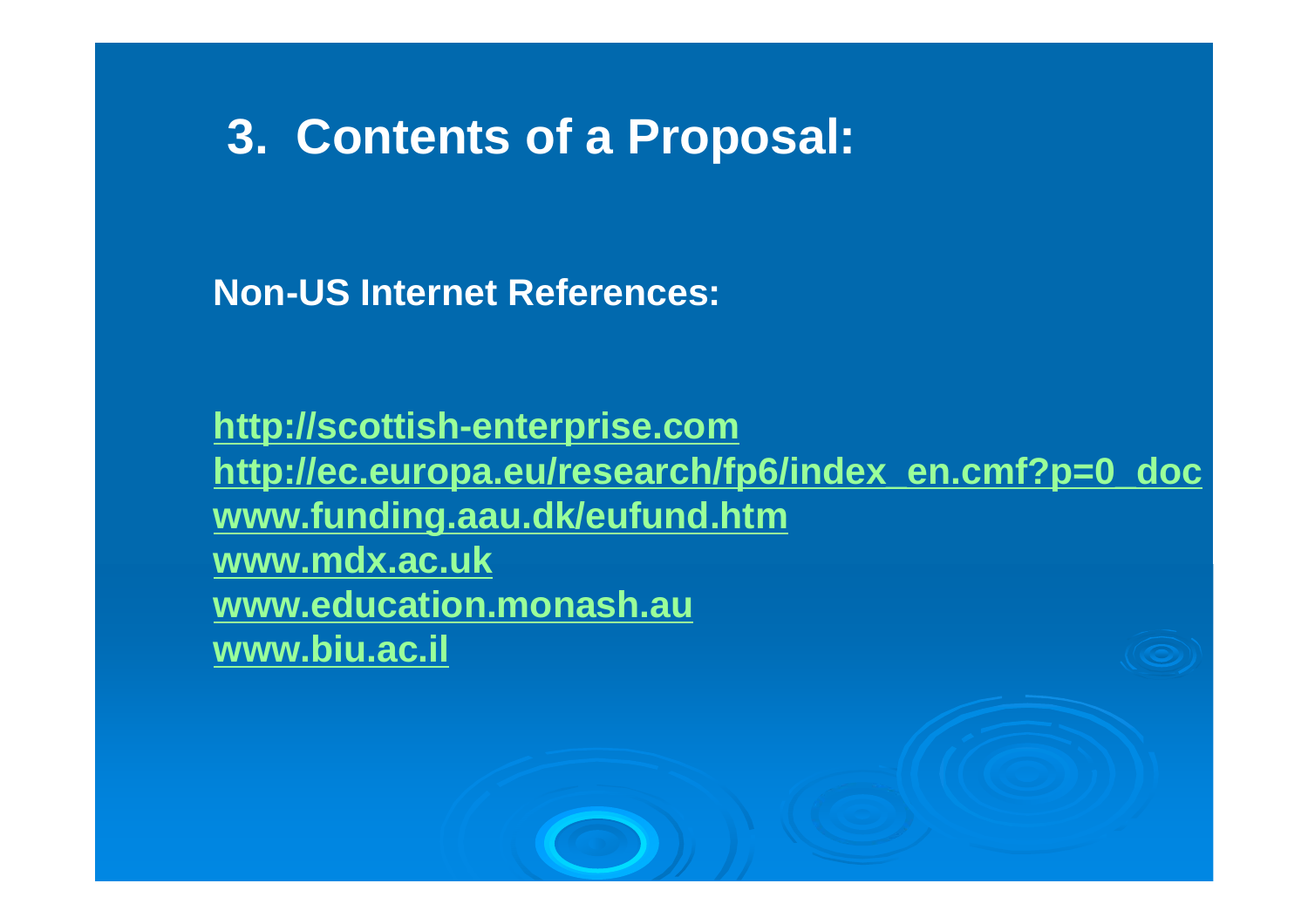# 3. Contents of a Proposal:

**Non-US Internet References:**

http://scottish-enterprise.com
http://ec.europa.eu/research/fp6/index_en.cmf?p=0_doc
www.funding.aau.dk/eufund.htm
www.mdx.ac.uk
www.education.monash.au
www.biu.ac.il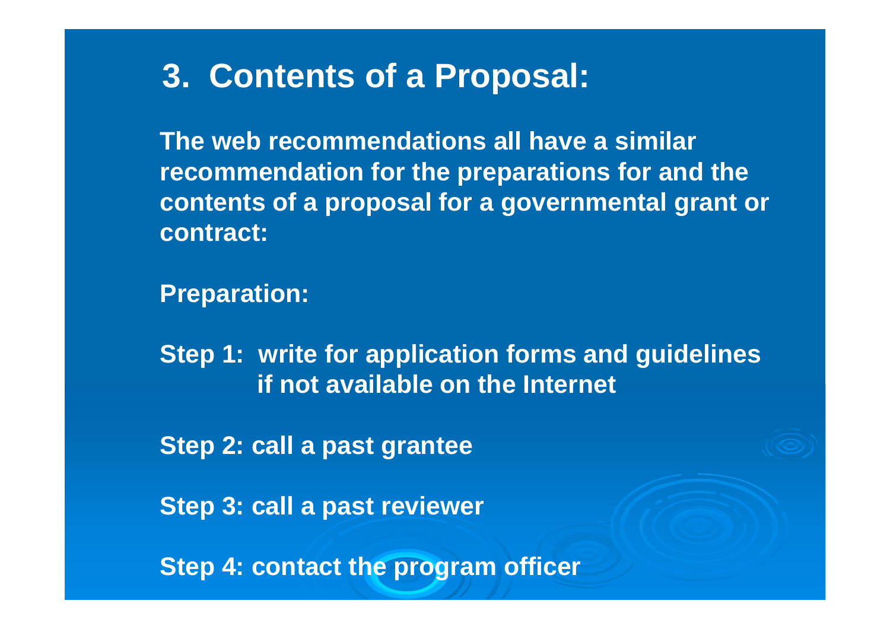# 3. Contents of a Proposal:

**The web recommendations all have a similar recommendation for the preparations for and the contents of a proposal for a governmental grant or contract:**

**Preparation:**

**Step 1: write for application forms and guidelines if not available on the Internet**

**Step 2: call a past grantee**

**Step 3: call a past reviewer**

**Step 4: contact the program officer**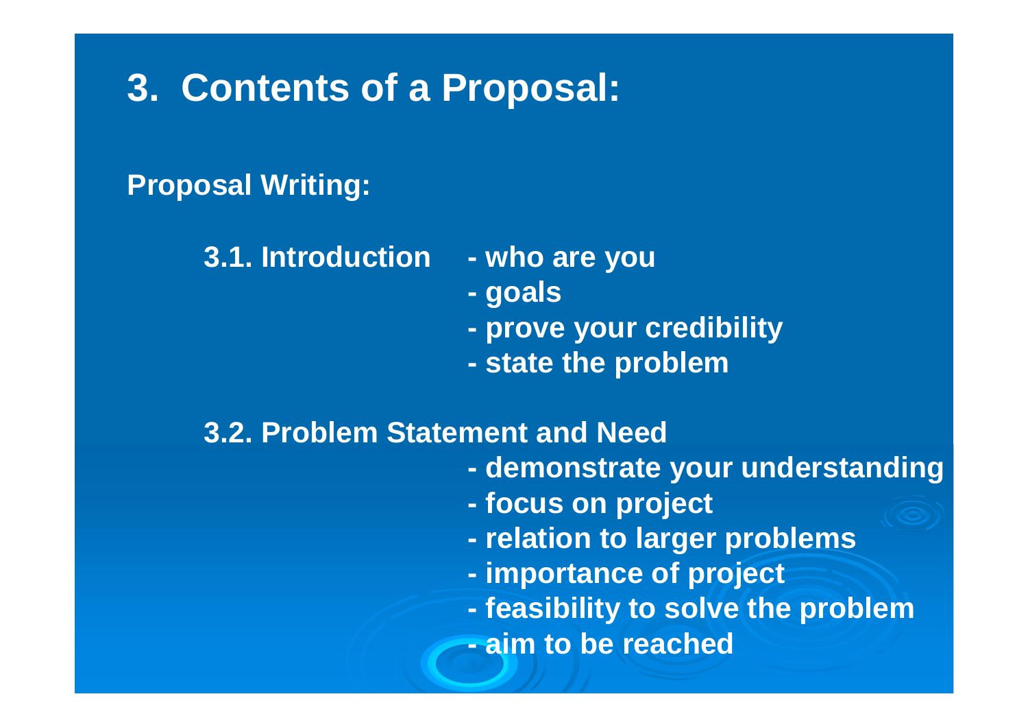# 3. Contents of a Proposal:

**Proposal Writing:**

**3.1. Introduction**

- who are you
- goals
- prove your credibility
- state the problem

**3.2. Problem Statement and Need**

- demonstrate your understanding
- focus on project
- relation to larger problems
- importance of project
- feasibility to solve the problem
- aim to be reached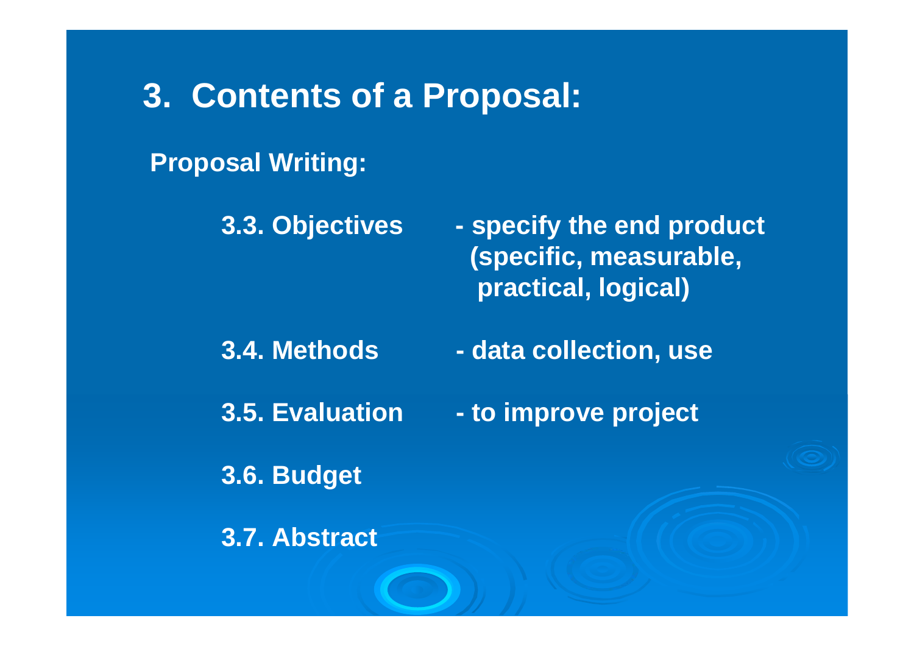# 3. Contents of a Proposal:

**Proposal Writing:**

- **3.3. Objectives** - specify the end product (specific, measurable, practical, logical)
- **3.4. Methods** - data collection, use
- **3.5. Evaluation** - to improve project
- **3.6. Budget**
- **3.7. Abstract**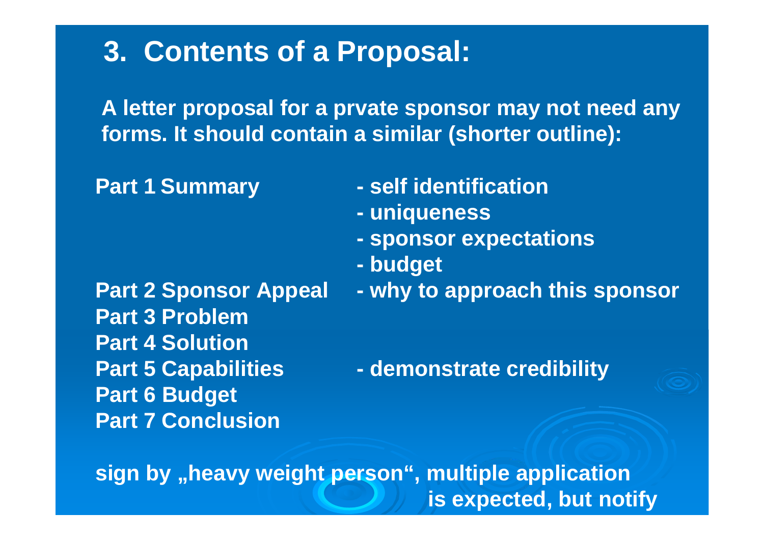# 3. Contents of a Proposal:

**A letter proposal for a prvate sponsor may not need any forms. It should contain a similar (shorter outline):**

| | |
|---|---|
| **Part 1 Summary** | **- self identification** |
| | **- uniqueness** |
| | **- sponsor expectations** |
| | **- budget** |
| **Part 2 Sponsor Appeal** | **- why to approach this sponsor** |
| **Part 3 Problem** | |
| **Part 4 Solution** | |
| **Part 5 Capabilities** | **- demonstrate credibility** |
| **Part 6 Budget** | |
| **Part 7 Conclusion** | |

**sign by „heavy weight person“, multiple application is expected, but notify**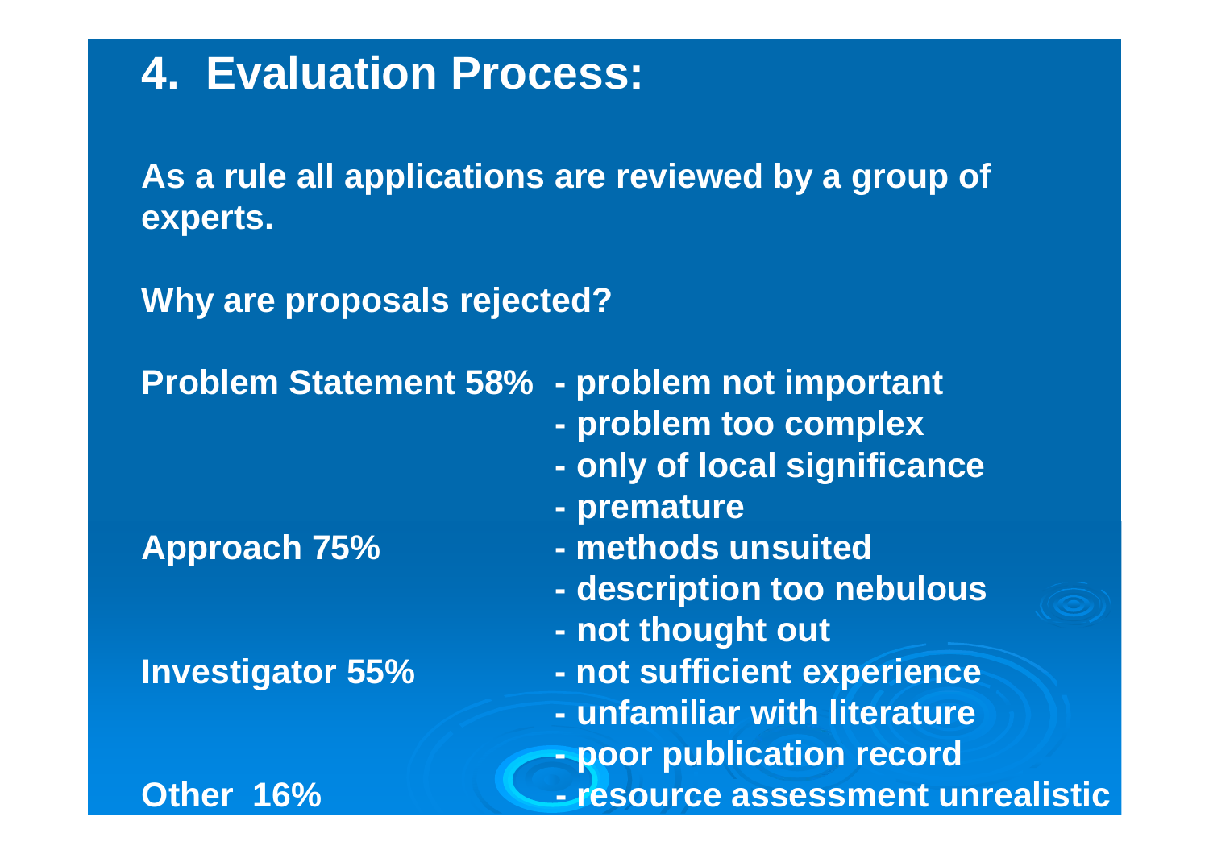# 4. Evaluation Process:

**As a rule all applications are reviewed by a group of experts.**

**Why are proposals rejected?**

| | |
|---|---|
| **Problem Statement 58%** | **- problem not important** |
| | **- problem too complex** |
| | **- only of local significance** |
| | **- premature** |
| **Approach 75%** | **- methods unsuited** |
| | **- description too nebulous** |
| | **- not thought out** |
| **Investigator 55%** | **- not sufficient experience** |
| | **- unfamiliar with literature** |
| | **- poor publication record** |
| **Other 16%** | **- resource assessment unrealistic** |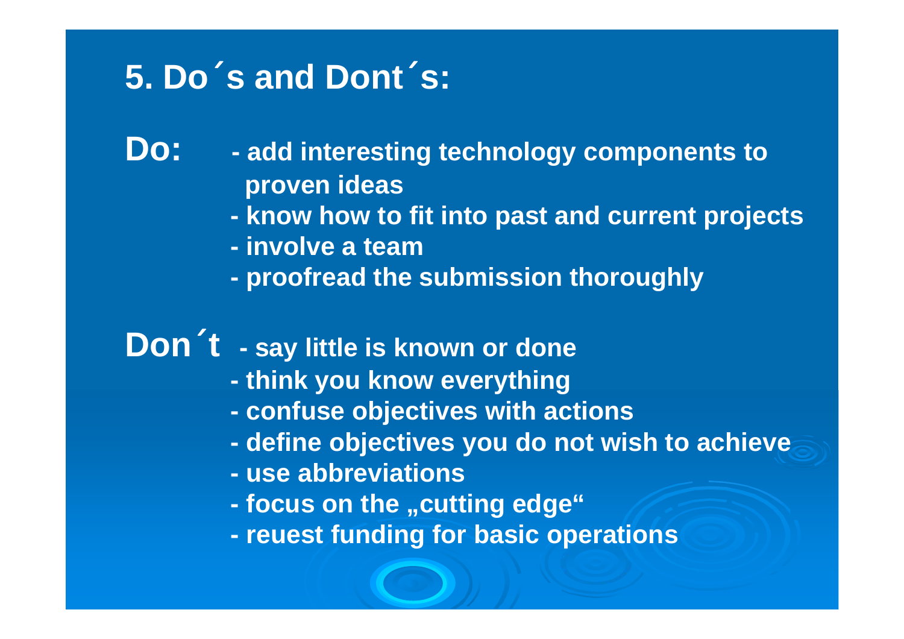# 5. Do´s and Dont´s:

**Do:**

- add interesting technology components to proven ideas
- know how to fit into past and current projects
- involve a team
- proofread the submission thoroughly

**Don´t**

- say little is known or done
- think you know everything
- confuse objectives with actions
- define objectives you do not wish to achieve
- use abbreviations
- focus on the „cutting edge“
- reuest funding for basic operations